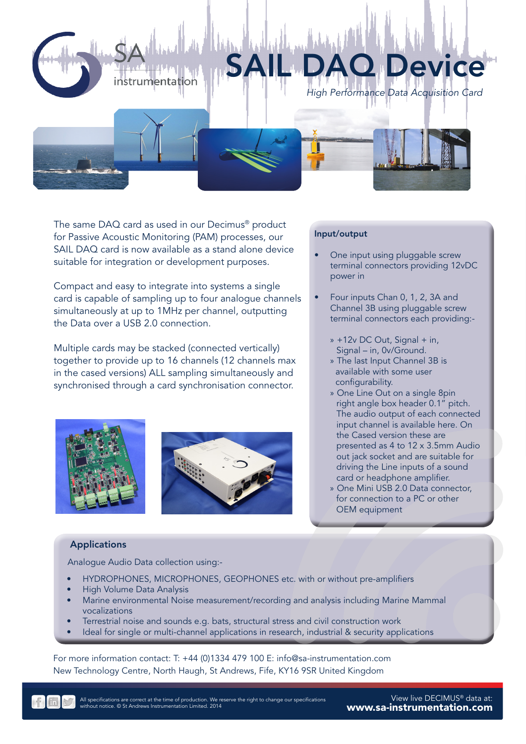SA instrumentation

# SAIL DAQ Device

*High Performance Data Acquisition Card*

The same DAQ card as used in our Decimus® product for Passive Acoustic Monitoring (PAM) processes, our SAIL DAQ card is now available as a stand alone device suitable for integration or development purposes.

Compact and easy to integrate into systems a single card is capable of sampling up to four analogue channels simultaneously at up to 1MHz per channel, outputting the Data over a USB 2.0 connection.

Multiple cards may be stacked (connected vertically) together to provide up to 16 channels (12 channels max in the cased versions) ALL sampling simultaneously and synchronised through a card synchronisation connector.

## Input/output

- One input using pluggable screw terminal connectors providing 12vDC power in
- Four inputs Chan 0, 1, 2, 3A and Channel 3B using pluggable screw terminal connectors each providing:-
  - » +12v DC Out, Signal + in, Signal – in, 0v/Ground.
  - » The last Input Channel 3B is available with some user configurability.
  - » One Line Out on a single 8pin right angle box header 0.1" pitch. The audio output of each connected input channel is available here. On the Cased version these are presented as 4 to 12 x 3.5mm Audio out jack socket and are suitable for driving the Line inputs of a sound card or headphone amplifier.
  - » One Mini USB 2.0 Data connector, for connection to a PC or other OEM equipment

## Applications

Analogue Audio Data collection using:-

- HYDROPHONES, MICROPHONES, GEOPHONES etc. with or without pre-amplifiers
- High Volume Data Analysis
- Marine environmental Noise measurement/recording and analysis including Marine Mammal vocalizations
- Terrestrial noise and sounds e.g. bats, structural stress and civil construction work
- Ideal for single or multi-channel applications in research, industrial & security applications

For more information contact: T: +44 (0)1334 479 100 E: info@sa-instrumentation.com
New Technology Centre, North Haugh, St Andrews, Fife, KY16 9SR United Kingdom

All specifications are correct at the time of production. We reserve the right to change our specifications without notice. © St Andrews Instrumentation Limited. 2014

View live DECIMUS® data at:
**www.sa-instrumentation.com**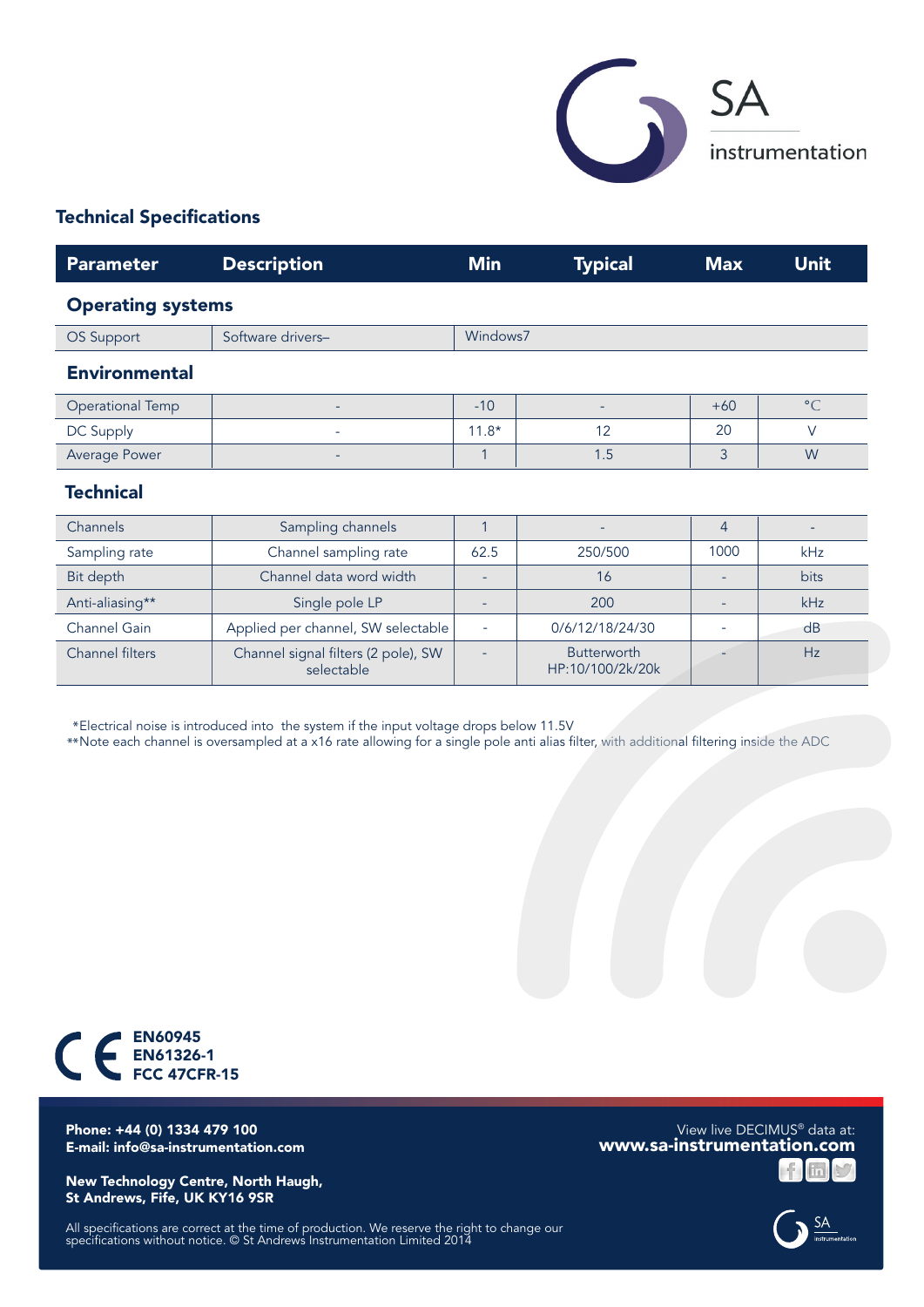SA instrumentation

## Technical Specifications

| Parameter | Description | Min | Typical | Max | Unit |
|---|---|---|---|---|---|
| **Operating systems** | | | | | |
| OS Support | Software drivers– | Windows7 | | | |
| **Environmental** | | | | | |
| Operational Temp | - | -10 | - | +60 | °C |
| DC Supply | - | 11.8* | 12 | 20 | V |
| Average Power | - | 1 | 1.5 | 3 | W |
| **Technical** | | | | | |
| Channels | Sampling channels | 1 | - | 4 | - |
| Sampling rate | Channel sampling rate | 62.5 | 250/500 | 1000 | kHz |
| Bit depth | Channel data word width | - | 16 | - | bits |
| Anti-aliasing** | Single pole LP | - | 200 | - | kHz |
| Channel Gain | Applied per channel, SW selectable | - | 0/6/12/18/24/30 | - | dB |
| Channel filters | Channel signal filters (2 pole), SW selectable | - | Butterworth HP:10/100/2k/20k | - | Hz |

*Electrical noise is introduced into the system if the input voltage drops below 11.5V
**Note each channel is oversampled at a x16 rate allowing for a single pole anti alias filter, with additional filtering inside the ADC

CE
EN60945
EN61326-1
FCC 47CFR-15

**Phone: +44 (0) 1334 479 100**
**E-mail: info@sa-instrumentation.com**

**New Technology Centre, North Haugh,**
**St Andrews, Fife, UK KY16 9SR**

View live DECIMUS® data at:
**www.sa-instrumentation.com**

All specifications are correct at the time of production. We reserve the right to change our specifications without notice. © St Andrews Instrumentation Limited 2014